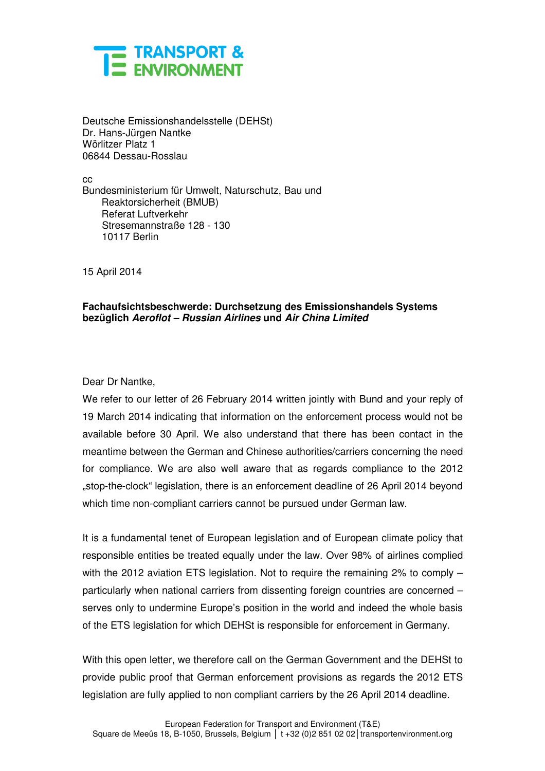TRANSPORT & ENVIRONMENT

Deutsche Emissionshandelsstelle (DEHSt)
Dr. Hans-Jürgen Nantke
Wörlitzer Platz 1
06844 Dessau-Rosslau

cc
Bundesministerium für Umwelt, Naturschutz, Bau und Reaktorsicherheit (BMUB)
Referat Luftverkehr
Stresemannstraße 128 - 130
10117 Berlin

15 April 2014

**Fachaufsichtsbeschwerde: Durchsetzung des Emissionshandels Systems bezüglich *Aeroflot – Russian Airlines* und *Air China Limited***

Dear Dr Nantke,

We refer to our letter of 26 February 2014 written jointly with Bund and your reply of 19 March 2014 indicating that information on the enforcement process would not be available before 30 April. We also understand that there has been contact in the meantime between the German and Chinese authorities/carriers concerning the need for compliance. We are also well aware that as regards compliance to the 2012 „stop-the-clock" legislation, there is an enforcement deadline of 26 April 2014 beyond which time non-compliant carriers cannot be pursued under German law.

It is a fundamental tenet of European legislation and of European climate policy that responsible entities be treated equally under the law. Over 98% of airlines complied with the 2012 aviation ETS legislation. Not to require the remaining 2% to comply – particularly when national carriers from dissenting foreign countries are concerned – serves only to undermine Europe's position in the world and indeed the whole basis of the ETS legislation for which DEHSt is responsible for enforcement in Germany.

With this open letter, we therefore call on the German Government and the DEHSt to provide public proof that German enforcement provisions as regards the 2012 ETS legislation are fully applied to non compliant carriers by the 26 April 2014 deadline.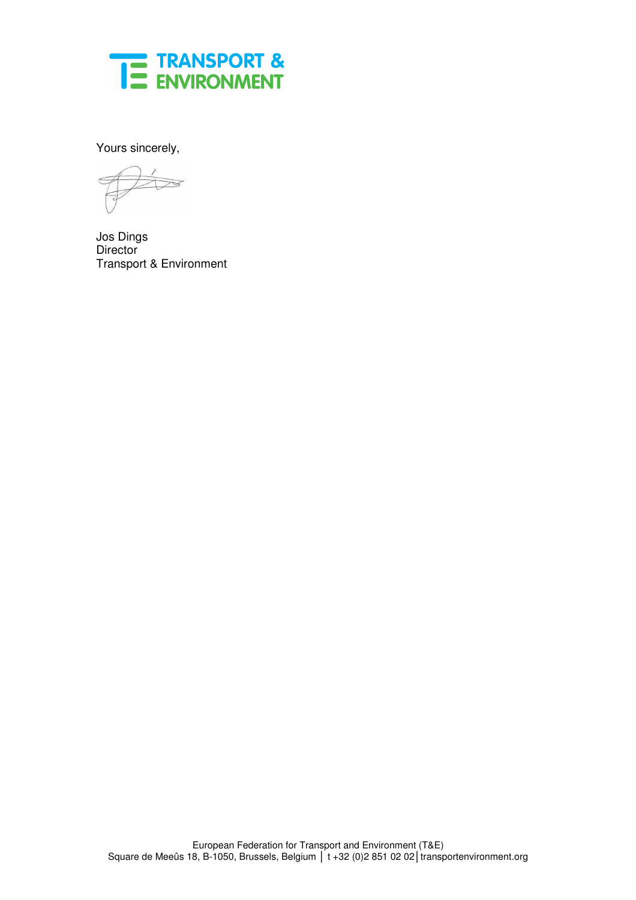Yours sincerely,

Jos Dings
Director
Transport & Environment

European Federation for Transport and Environment (T&E)
Square de Meeûs 18, B-1050, Brussels, Belgium │ t +32 (0)2 851 02 02│transportenvironment.org